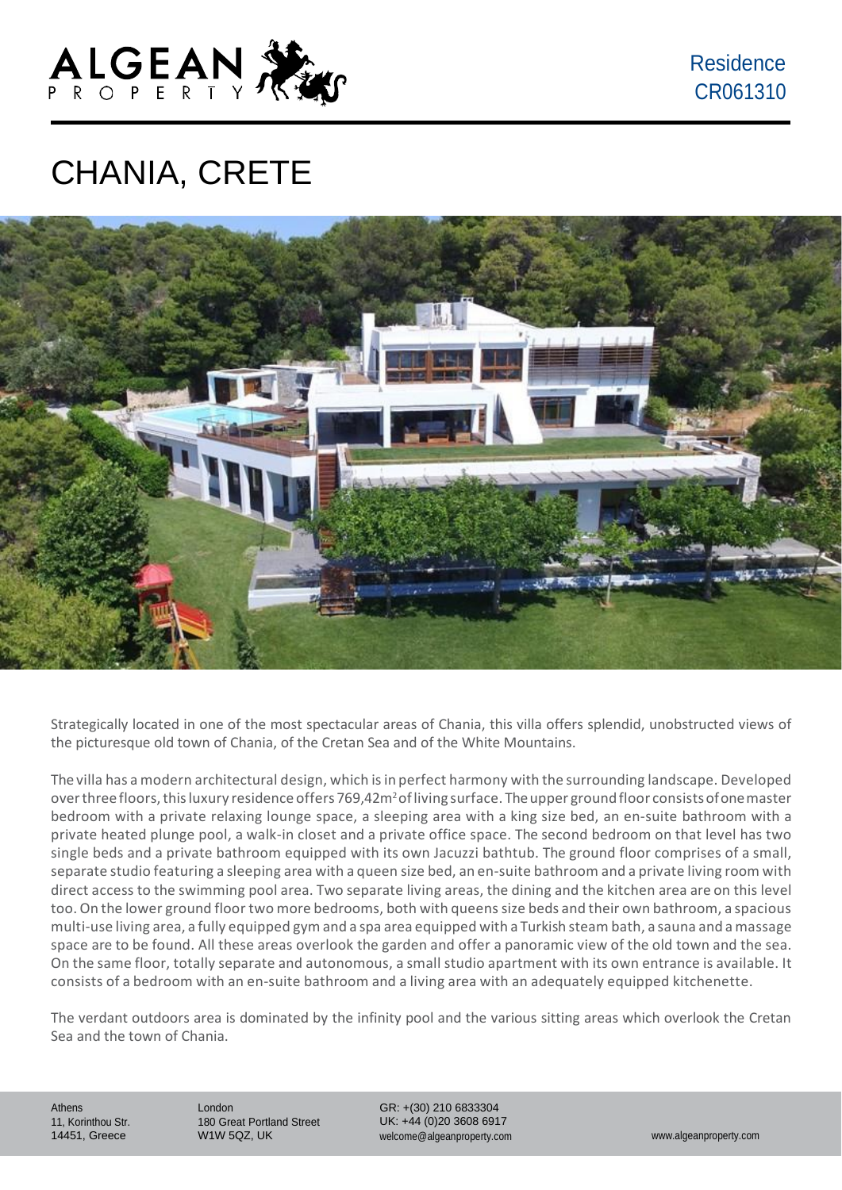Residence
CR061310

# CHANIA, CRETE

Strategically located in one of the most spectacular areas of Chania, this villa offers splendid, unobstructed views of the picturesque old town of Chania, of the Cretan Sea and of the White Mountains.

The villa has a modern architectural design, which is in perfect harmony with the surrounding landscape. Developed over three floors, this luxury residence offers 769,42m$^2$ of living surface. The upper ground floor consists of one master bedroom with a private relaxing lounge space, a sleeping area with a king size bed, an en-suite bathroom with a private heated plunge pool, a walk-in closet and a private office space. The second bedroom on that level has two single beds and a private bathroom equipped with its own Jacuzzi bathtub. The ground floor comprises of a small, separate studio featuring a sleeping area with a queen size bed, an en-suite bathroom and a private living room with direct access to the swimming pool area. Two separate living areas, the dining and the kitchen area are on this level too. On the lower ground floor two more bedrooms, both with queens size beds and their own bathroom, a spacious multi-use living area, a fully equipped gym and a spa area equipped with a Turkish steam bath, a sauna and a massage space are to be found. All these areas overlook the garden and offer a panoramic view of the old town and the sea. On the same floor, totally separate and autonomous, a small studio apartment with its own entrance is available. It consists of a bedroom with an en-suite bathroom and a living area with an adequately equipped kitchenette.

The verdant outdoors area is dominated by the infinity pool and the various sitting areas which overlook the Cretan Sea and the town of Chania.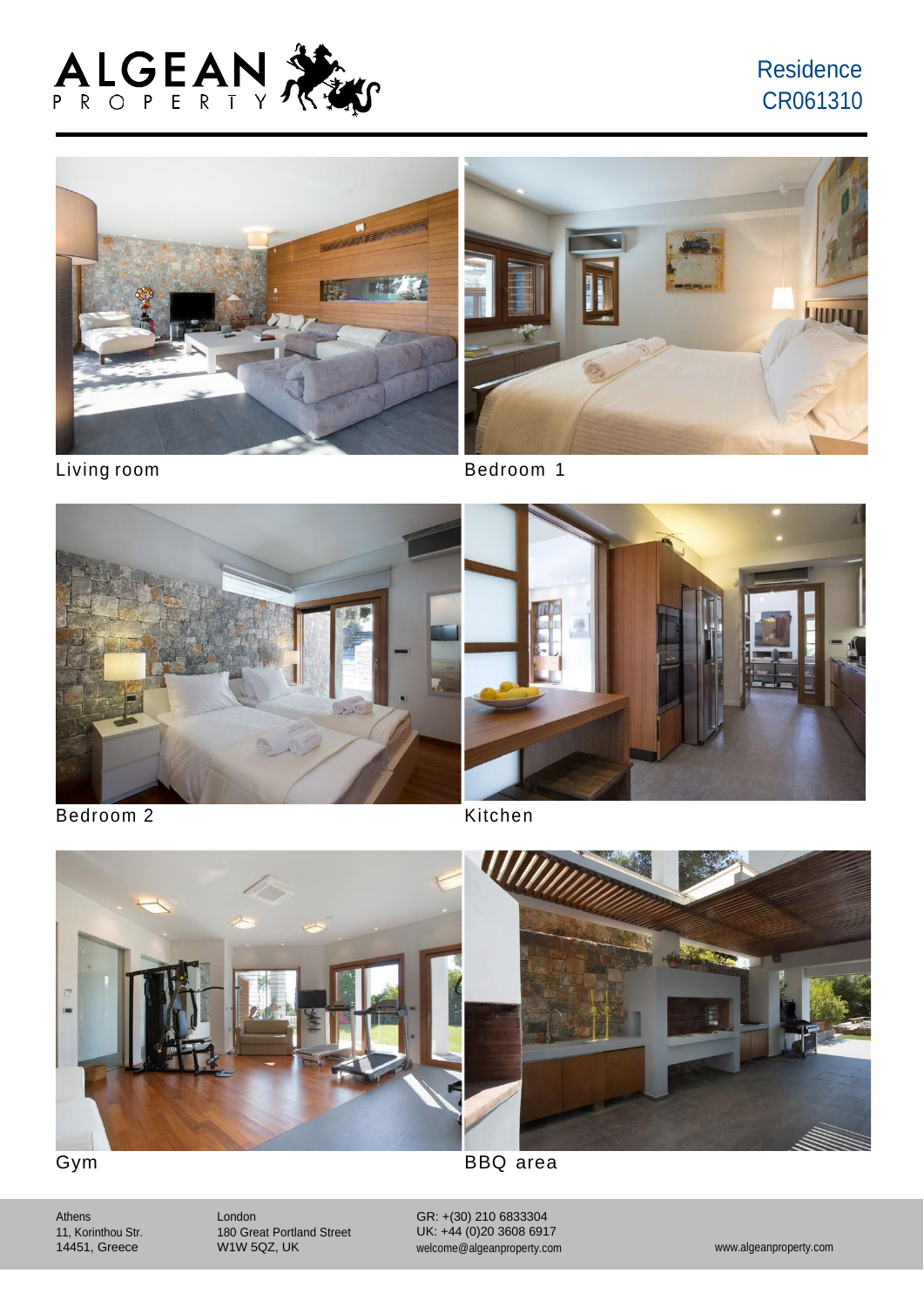Residence
CR061310

Living room

Bedroom 1

Bedroom 2

Kitchen

Gym

BBQ area

Athens
11, Korinthou Str.
14451, Greece

London
180 Great Portland Street
W1W 5QZ, UK

GR: +(30) 210 6833304
UK: +44 (0)20 3608 6917
welcome@algeanproperty.com

www.algeanproperty.com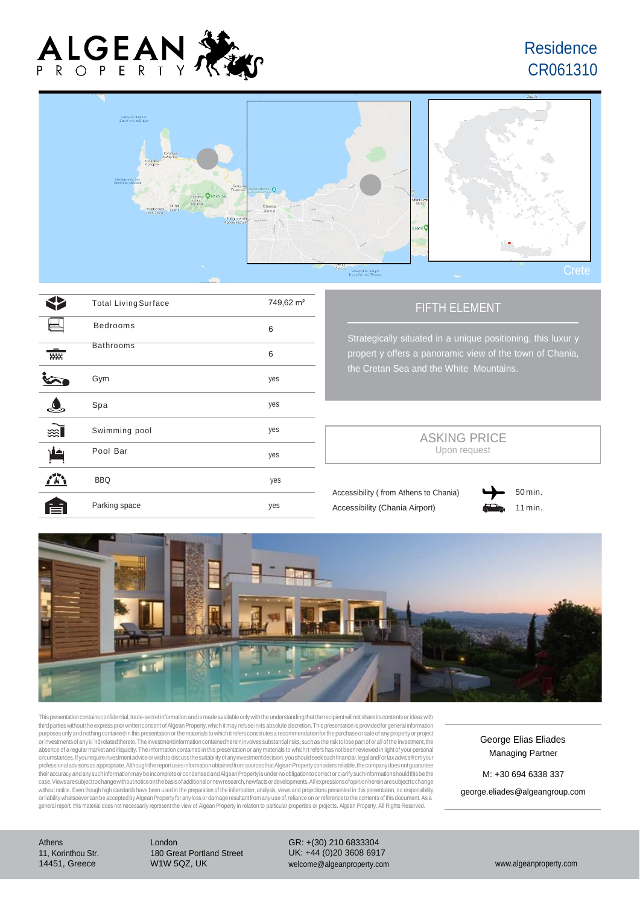# ALGEAN PROPERTY

## Residence CR061310

Crete

| | | |
|---|---|---|
| | Total Living Surface | 749,62 m² |
| | Bedrooms | 6 |
| | Bathrooms | 6 |
| | Gym | yes |
| | Spa | yes |
| | Swimming pool | yes |
| | Pool Bar | yes |
| | BBQ | yes |
| | Parking space | yes |

## FIFTH ELEMENT

Strategically situated in a unique positioning, this luxur y propert y offers a panoramic view of the town of Chania, the Cretan Sea and the White Mountains.

### ASKING PRICE

Upon request

Accessibility ( from Athens to Chania) 50 min.

Accessibility (Chania Airport) 11 min.

This presentation contains confidential, trade-secret information and is made available only with the understanding that the recipient will not share its contents or ideas with third parties without the express prior written consent of Algean Property, which it may refuse in its absolute discretion. This presentation is provided for general information purposes only and nothing contained in this presentation or the materials to which it refers constitutes a recommendation for the purchase or sale of any property or project or investments of any ki`nd related thereto. The investment information contained herein involves substantial risks, such as the risk to lose part of or all of the investment, the absence of a regular market and illiquidity. The information contained in this presentation or any materials to which it refers has not been reviewed in light of your personal circumstances. If you require investment advice or wish to discuss the suitability of any investment decision, you should seek such financial, legal and/or tax advice from your professional advisors as appropriate. Although the reports uses information obtained from sources that Algean Property considers reliable, the company does not guarantee their accuracy and any such information may be incomplete or condensed and Algean Property is under no obligation to correct or clarify such information should this be the case. Views are subject to change without notice on the basis of additional or new research, new facts or developments. All expressions of opinion herein are subject to change without notice. Even though high standards have been used in the preparation of the information, analysis, views and projections presented in this presentation, no responsibility or liability whatsoever can be accepted by Algean Property for any loss or damage resultant from any use of, reliance on or reference to the contents of this document. As a general report, this material does not necessarily represent the view of Algean Property in relation to particular properties or projects. Algean Property, All Rights Reserved.

George Elias Eliades
Managing Partner

M: +30 694 6338 337

george.eliades@algeangroup.com

Athens
11, Korinthou Str.
14451, Greece

London
180 Great Portland Street
W1W 5QZ, UK

GR: +(30) 210 6833304
UK: +44 (0)20 3608 6917
welcome@algeanproperty.com

www.algeanproperty.com